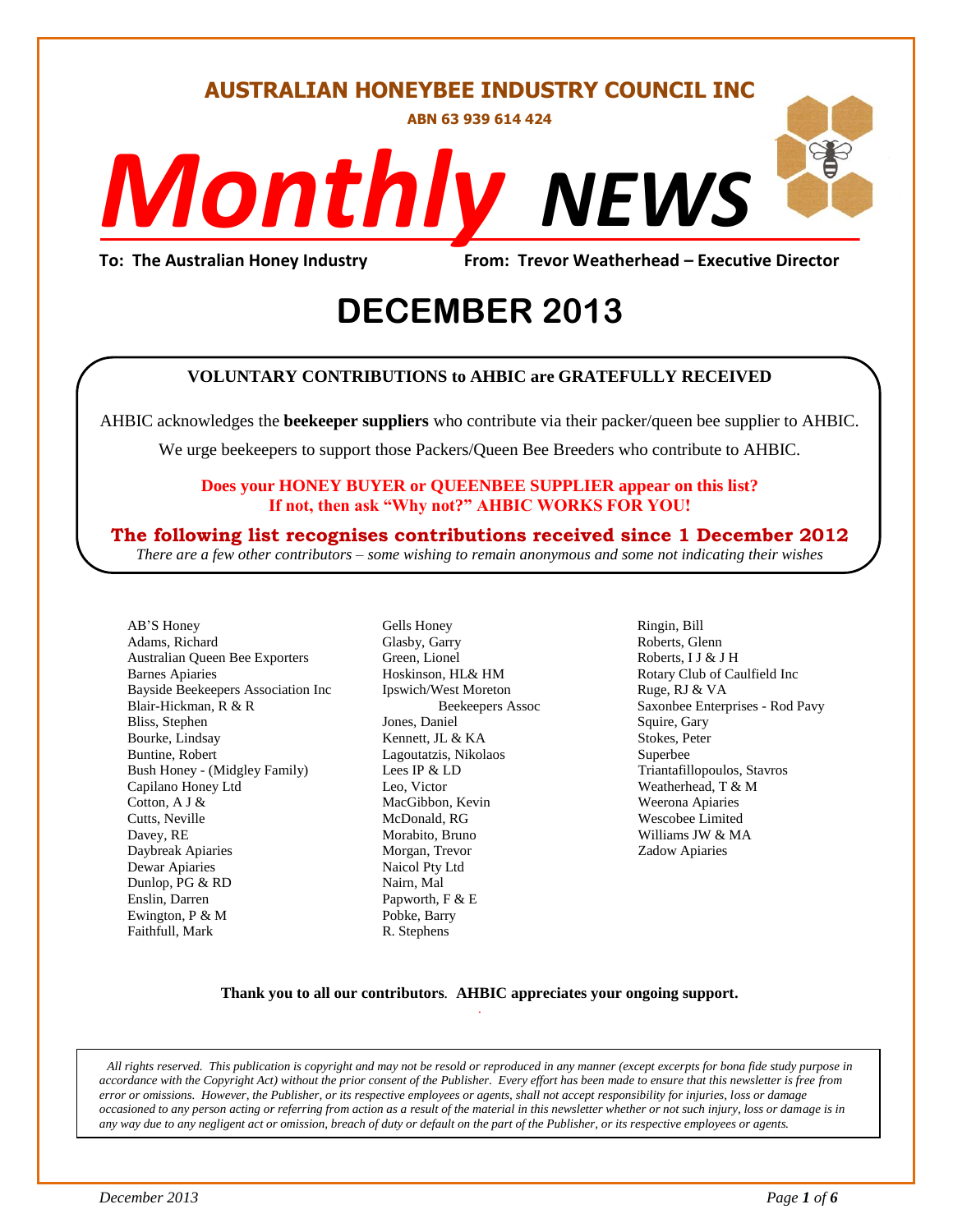# AUSTRALIAN HONEYBEE INDUSTRY COUNCIL INC

**ABN 63 939 614 424**

# *Monthly* NEWS

**To: The Australian Honey Industry** **From: Trevor Weatherhead – Executive Director**

# DECEMBER 2013

**VOLUNTARY CONTRIBUTIONS to AHBIC are GRATEFULLY RECEIVED**

AHBIC acknowledges the **beekeeper suppliers** who contribute via their packer/queen bee supplier to AHBIC.

We urge beekeepers to support those Packers/Queen Bee Breeders who contribute to AHBIC.

**Does your HONEY BUYER or QUEENBEE SUPPLIER appear on this list?**
**If not, then ask "Why not?" AHBIC WORKS FOR YOU!**

**The following list recognises contributions received since 1 December 2012**

*There are a few other contributors – some wishing to remain anonymous and some not indicating their wishes*

AB'S Honey
Adams, Richard
Australian Queen Bee Exporters
Barnes Apiaries
Bayside Beekeepers Association Inc
Blair-Hickman, R & R
Bliss, Stephen
Bourke, Lindsay
Buntine, Robert
Bush Honey - (Midgley Family)
Capilano Honey Ltd
Cotton, A J &
Cutts, Neville
Davey, RE
Daybreak Apiaries
Dewar Apiaries
Dunlop, PG & RD
Enslin, Darren
Ewington, P & M
Faithfull, Mark
Gells Honey
Glasby, Garry
Green, Lionel
Hoskinson, HL& HM
Ipswich/West Moreton Beekeepers Assoc
Jones, Daniel
Kennett, JL & KA
Lagoutatzis, Nikolaos
Lees IP & LD
Leo, Victor
MacGibbon, Kevin
McDonald, RG
Morabito, Bruno
Morgan, Trevor
Naicol Pty Ltd
Nairn, Mal
Papworth, F & E
Pobke, Barry
R. Stephens
Ringin, Bill
Roberts, Glenn
Roberts, I J & J H
Rotary Club of Caulfield Inc
Ruge, RJ & VA
Saxonbee Enterprises - Rod Pavy
Squire, Gary
Stokes, Peter
Superbee
Triantafillopoulos, Stavros
Weatherhead, T & M
Weerona Apiaries
Wescobee Limited
Williams JW & MA
Zadow Apiaries

**Thank you to all our contributors. AHBIC appreciates your ongoing support.**

*All rights reserved. This publication is copyright and may not be resold or reproduced in any manner (except excerpts for bona fide study purpose in accordance with the Copyright Act) without the prior consent of the Publisher. Every effort has been made to ensure that this newsletter is free from error or omissions. However, the Publisher, or its respective employees or agents, shall not accept responsibility for injuries, loss or damage occasioned to any person acting or referring from action as a result of the material in this newsletter whether or not such injury, loss or damage is in any way due to any negligent act or omission, breach of duty or default on the part of the Publisher, or its respective employees or agents.*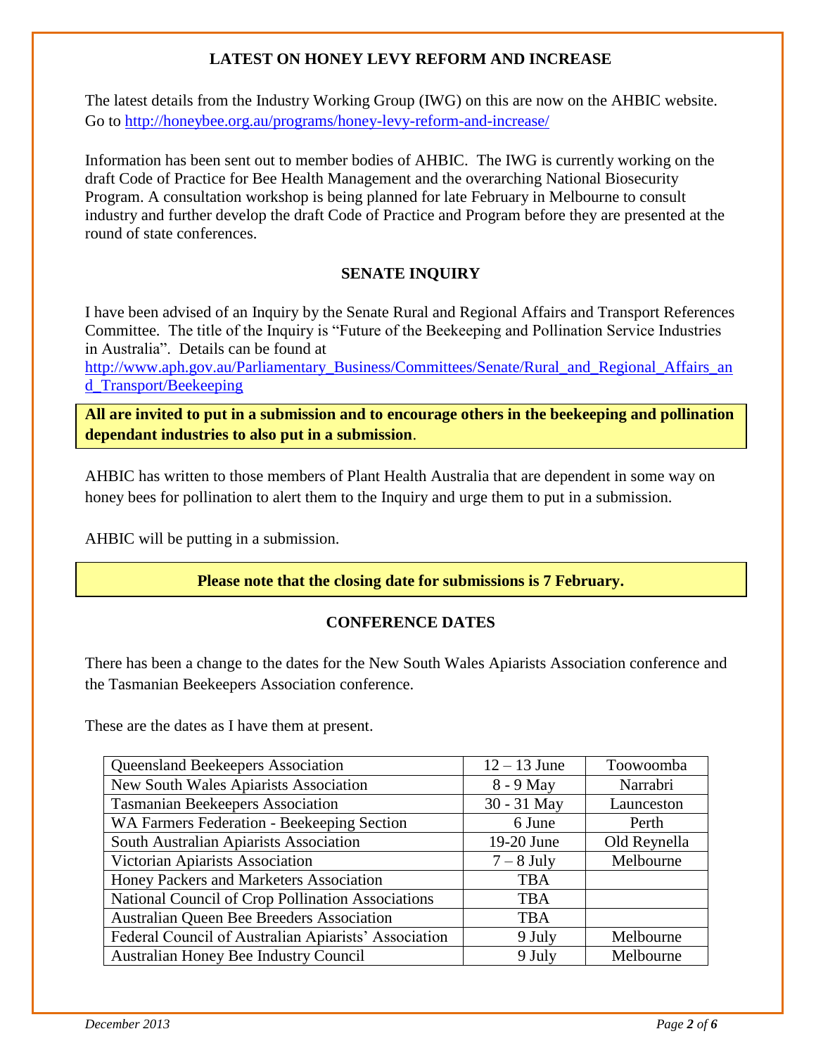## LATEST ON HONEY LEVY REFORM AND INCREASE

The latest details from the Industry Working Group (IWG) on this are now on the AHBIC website. Go to http://honeybee.org.au/programs/honey-levy-reform-and-increase/

Information has been sent out to member bodies of AHBIC. The IWG is currently working on the draft Code of Practice for Bee Health Management and the overarching National Biosecurity Program. A consultation workshop is being planned for late February in Melbourne to consult industry and further develop the draft Code of Practice and Program before they are presented at the round of state conferences.

## SENATE INQUIRY

I have been advised of an Inquiry by the Senate Rural and Regional Affairs and Transport References Committee. The title of the Inquiry is "Future of the Beekeeping and Pollination Service Industries in Australia". Details can be found at http://www.aph.gov.au/Parliamentary_Business/Committees/Senate/Rural_and_Regional_Affairs_and_Transport/Beekeeping

**All are invited to put in a submission and to encourage others in the beekeeping and pollination dependant industries to also put in a submission**.

AHBIC has written to those members of Plant Health Australia that are dependent in some way on honey bees for pollination to alert them to the Inquiry and urge them to put in a submission.

AHBIC will be putting in a submission.

**Please note that the closing date for submissions is 7 February.**

## CONFERENCE DATES

There has been a change to the dates for the New South Wales Apiarists Association conference and the Tasmanian Beekeepers Association conference.

These are the dates as I have them at present.

| Association | Date | Location |
|---|---|---|
| Queensland Beekeepers Association | 12 – 13 June | Toowoomba |
| New South Wales Apiarists Association | 8 - 9 May | Narrabri |
| Tasmanian Beekeepers Association | 30 - 31 May | Launceston |
| WA Farmers Federation - Beekeeping Section | 6 June | Perth |
| South Australian Apiarists Association | 19-20 June | Old Reynella |
| Victorian Apiarists Association | 7 – 8 July | Melbourne |
| Honey Packers and Marketers Association | TBA | |
| National Council of Crop Pollination Associations | TBA | |
| Australian Queen Bee Breeders Association | TBA | |
| Federal Council of Australian Apiarists' Association | 9 July | Melbourne |
| Australian Honey Bee Industry Council | 9 July | Melbourne |

*December 2013*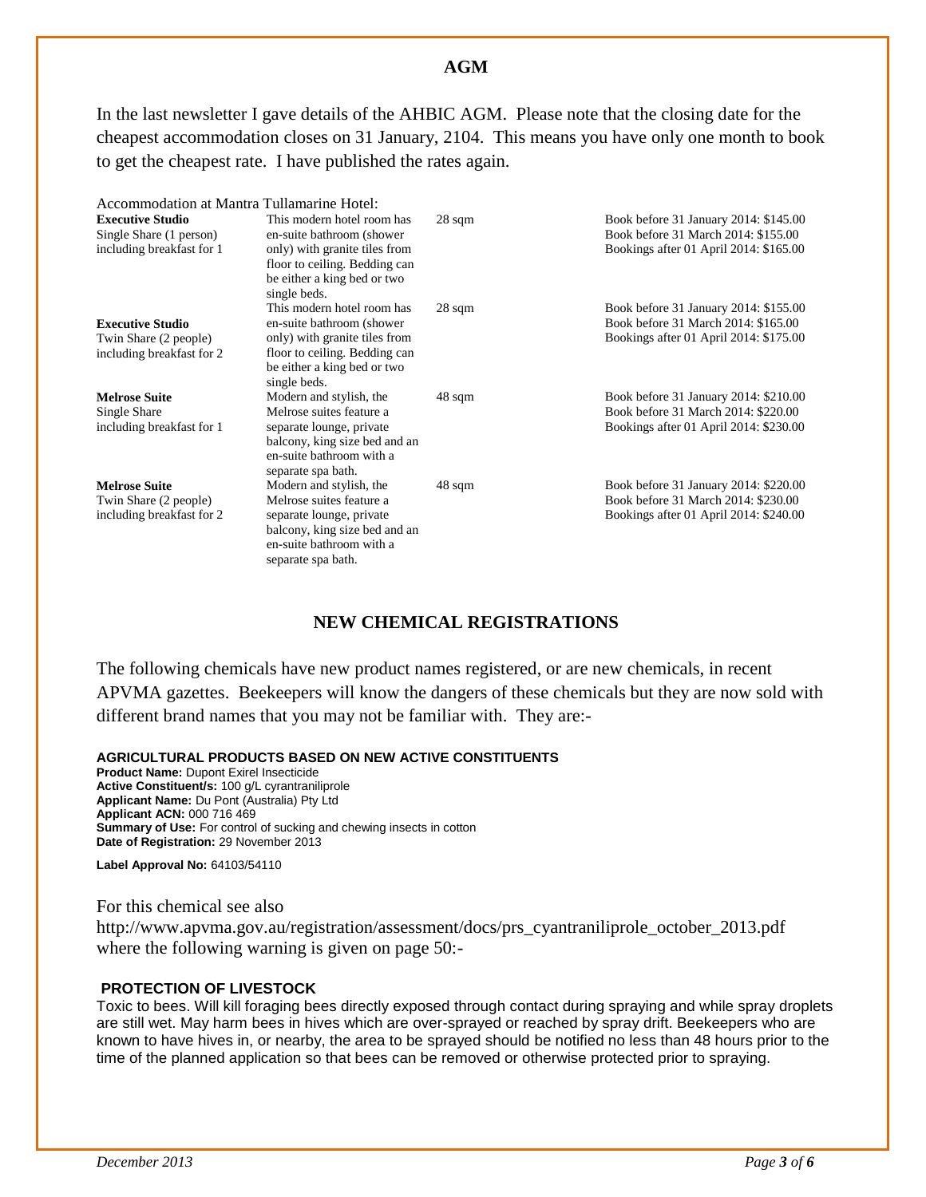## AGM

In the last newsletter I gave details of the AHBIC AGM. Please note that the closing date for the cheapest accommodation closes on 31 January, 2104. This means you have only one month to book to get the cheapest rate. I have published the rates again.

Accommodation at Mantra Tullamarine Hotel:

| Room | Description | Size | Rates |
|---|---|---|---|
| **Executive Studio** Single Share (1 person) including breakfast for 1 | This modern hotel room has en-suite bathroom (shower only) with granite tiles from floor to ceiling. Bedding can be either a king bed or two single beds. | 28 sqm | Book before 31 January 2014: $145.00<br>Book before 31 March 2014: $155.00<br>Bookings after 01 April 2014: $165.00 |
| **Executive Studio** Twin Share (2 people) including breakfast for 2 | This modern hotel room has en-suite bathroom (shower only) with granite tiles from floor to ceiling. Bedding can be either a king bed or two single beds. | 28 sqm | Book before 31 January 2014: $155.00<br>Book before 31 March 2014: $165.00<br>Bookings after 01 April 2014: $175.00 |
| **Melrose Suite** Single Share including breakfast for 1 | Modern and stylish, the Melrose suites feature a separate lounge, private balcony, king size bed and an en-suite bathroom with a separate spa bath. | 48 sqm | Book before 31 January 2014: $210.00<br>Book before 31 March 2014: $220.00<br>Bookings after 01 April 2014: $230.00 |
| **Melrose Suite** Twin Share (2 people) including breakfast for 2 | Modern and stylish, the Melrose suites feature a separate lounge, private balcony, king size bed and an en-suite bathroom with a separate spa bath. | 48 sqm | Book before 31 January 2014: $220.00<br>Book before 31 March 2014: $230.00<br>Bookings after 01 April 2014: $240.00 |

## NEW CHEMICAL REGISTRATIONS

The following chemicals have new product names registered, or are new chemicals, in recent APVMA gazettes. Beekeepers will know the dangers of these chemicals but they are now sold with different brand names that you may not be familiar with. They are:-

**AGRICULTURAL PRODUCTS BASED ON NEW ACTIVE CONSTITUENTS**

**Product Name:** Dupont Exirel Insecticide
**Active Constituent/s:** 100 g/L cyrantraniliprole
**Applicant Name:** Du Pont (Australia) Pty Ltd
**Applicant ACN:** 000 716 469
**Summary of Use:** For control of sucking and chewing insects in cotton
**Date of Registration:** 29 November 2013

**Label Approval No:** 64103/54110

For this chemical see also http://www.apvma.gov.au/registration/assessment/docs/prs_cyantraniliprole_october_2013.pdf where the following warning is given on page 50:-

**PROTECTION OF LIVESTOCK**

Toxic to bees. Will kill foraging bees directly exposed through contact during spraying and while spray droplets are still wet. May harm bees in hives which are over-sprayed or reached by spray drift. Beekeepers who are known to have hives in, or nearby, the area to be sprayed should be notified no less than 48 hours prior to the time of the planned application so that bees can be removed or otherwise protected prior to spraying.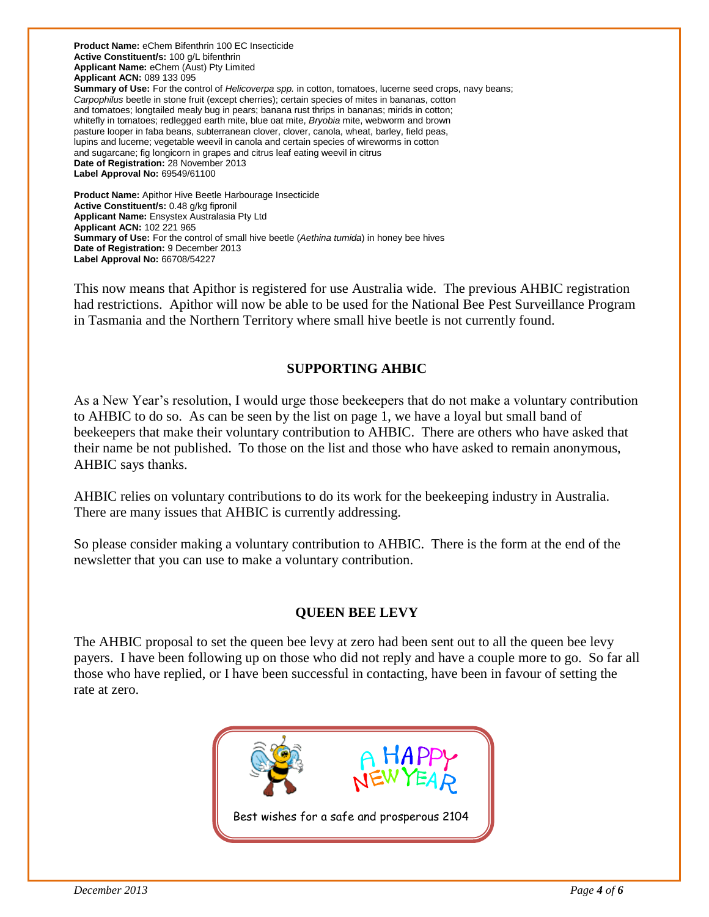**Product Name:** eChem Bifenthrin 100 EC Insecticide
**Active Constituent/s:** 100 g/L bifenthrin
**Applicant Name:** eChem (Aust) Pty Limited
**Applicant ACN:** 089 133 095
**Summary of Use:** For the control of *Helicoverpa spp.* in cotton, tomatoes, lucerne seed crops, navy beans; *Carpophilus* beetle in stone fruit (except cherries); certain species of mites in bananas, cotton and tomatoes; longtailed mealy bug in pears; banana rust thrips in bananas; mirids in cotton; whitefly in tomatoes; redlegged earth mite, blue oat mite, *Bryobia* mite, webworm and brown pasture looper in faba beans, subterranean clover, clover, canola, wheat, barley, field peas, lupins and lucerne; vegetable weevil in canola and certain species of wireworms in cotton and sugarcane; fig longicorn in grapes and citrus leaf eating weevil in citrus
**Date of Registration:** 28 November 2013
**Label Approval No:** 69549/61100

**Product Name:** Apithor Hive Beetle Harbourage Insecticide
**Active Constituent/s:** 0.48 g/kg fipronil
**Applicant Name:** Ensystex Australasia Pty Ltd
**Applicant ACN:** 102 221 965
**Summary of Use:** For the control of small hive beetle (*Aethina tumida*) in honey bee hives
**Date of Registration:** 9 December 2013
**Label Approval No:** 66708/54227

This now means that Apithor is registered for use Australia wide. The previous AHBIC registration had restrictions. Apithor will now be able to be used for the National Bee Pest Surveillance Program in Tasmania and the Northern Territory where small hive beetle is not currently found.

## SUPPORTING AHBIC

As a New Year's resolution, I would urge those beekeepers that do not make a voluntary contribution to AHBIC to do so. As can be seen by the list on page 1, we have a loyal but small band of beekeepers that make their voluntary contribution to AHBIC. There are others who have asked that their name be not published. To those on the list and those who have asked to remain anonymous, AHBIC says thanks.

AHBIC relies on voluntary contributions to do its work for the beekeeping industry in Australia. There are many issues that AHBIC is currently addressing.

So please consider making a voluntary contribution to AHBIC. There is the form at the end of the newsletter that you can use to make a voluntary contribution.

## QUEEN BEE LEVY

The AHBIC proposal to set the queen bee levy at zero had been sent out to all the queen bee levy payers. I have been following up on those who did not reply and have a couple more to go. So far all those who have replied, or I have been successful in contacting, have been in favour of setting the rate at zero.

A HAPPY NEW YEAR

Best wishes for a safe and prosperous 2104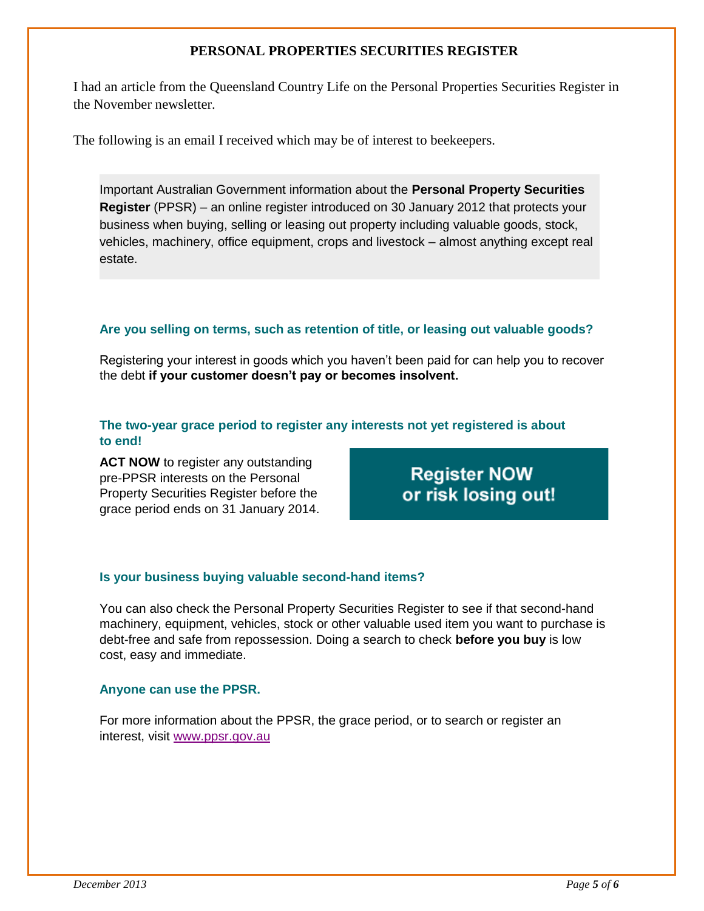# PERSONAL PROPERTIES SECURITIES REGISTER

I had an article from the Queensland Country Life on the Personal Properties Securities Register in the November newsletter.

The following is an email I received which may be of interest to beekeepers.

Important Australian Government information about the **Personal Property Securities Register** (PPSR) – an online register introduced on 30 January 2012 that protects your business when buying, selling or leasing out property including valuable goods, stock, vehicles, machinery, office equipment, crops and livestock – almost anything except real estate.

### Are you selling on terms, such as retention of title, or leasing out valuable goods?

Registering your interest in goods which you haven't been paid for can help you to recover the debt **if your customer doesn't pay or becomes insolvent.**

### The two-year grace period to register any interests not yet registered is about to end!

**ACT NOW** to register any outstanding pre-PPSR interests on the Personal Property Securities Register before the grace period ends on 31 January 2014.

**Register NOW or risk losing out!**

### Is your business buying valuable second-hand items?

You can also check the Personal Property Securities Register to see if that second-hand machinery, equipment, vehicles, stock or other valuable used item you want to purchase is debt-free and safe from repossession. Doing a search to check **before you buy** is low cost, easy and immediate.

### Anyone can use the PPSR.

For more information about the PPSR, the grace period, or to search or register an interest, visit www.ppsr.gov.au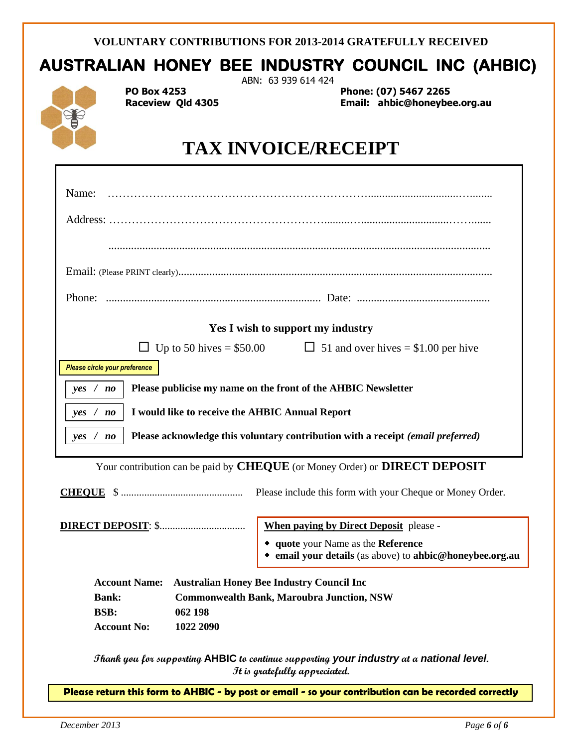**VOLUNTARY CONTRIBUTIONS FOR 2013-2014 GRATEFULLY RECEIVED**

# AUSTRALIAN HONEY BEE INDUSTRY COUNCIL INC (AHBIC)

ABN: 63 939 614 424

**PO Box 4253**
**Raceview Qld 4305**

**Phone: (07) 5467 2265**
**Email: ahbic@honeybee.org.au**

# TAX INVOICE/RECEIPT

Name: ……………………………………………………………………………………………

Address: ……………………………………………………………………………………………

……………………………………………………………………………………………

Email: (Please PRINT clearly)……………………………………………………………………

Phone: …………………………………………… Date: ……………………………………

**Yes I wish to support my industry**

☐ Up to 50 hives = $50.00 ☐ 51 and over hives = $1.00 per hive

***Please circle your preference***

| | |
|---|---|
| *yes / no* | **Please publicise my name on the front of the AHBIC Newsletter** |
| *yes / no* | **I would like to receive the AHBIC Annual Report** |
| *yes / no* | **Please acknowledge this voluntary contribution with a receipt *(email preferred)*** |

Your contribution can be paid by **CHEQUE** (or Money Order) or **DIRECT DEPOSIT**

**CHEQUE** $ ………………………………… Please include this form with your Cheque or Money Order.

**DIRECT DEPOSIT**: $…………………………

**When paying by Direct Deposit** please -

- **quote** your Name as the **Reference**
- **email your details** (as above) to **ahbic@honeybee.org.au**

**Account Name:** **Australian Honey Bee Industry Council Inc**
**Bank:** **Commonwealth Bank, Maroubra Junction, NSW**
**BSB:** **062 198**
**Account No:** **1022 2090**

***Thank you for supporting AHBIC to continue supporting your industry at a national level.***
***It is gratefully appreciated.***

**Please return this form to AHBIC - by post or email - so your contribution can be recorded correctly**

*December 2013*